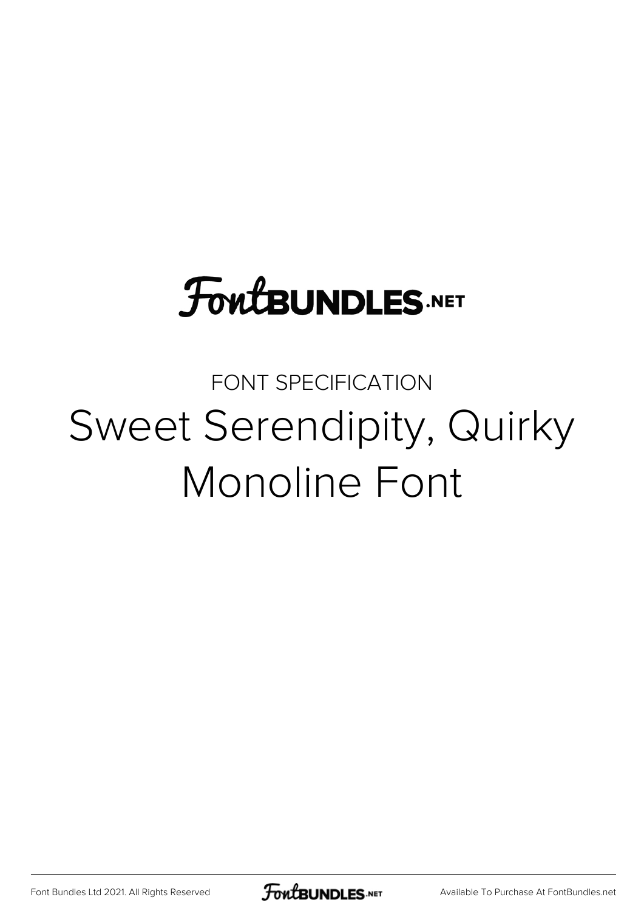# FontBUNDLES.NET

FONT SPECIFICATION

## Sweet Serendipity, Quirky Monoline Font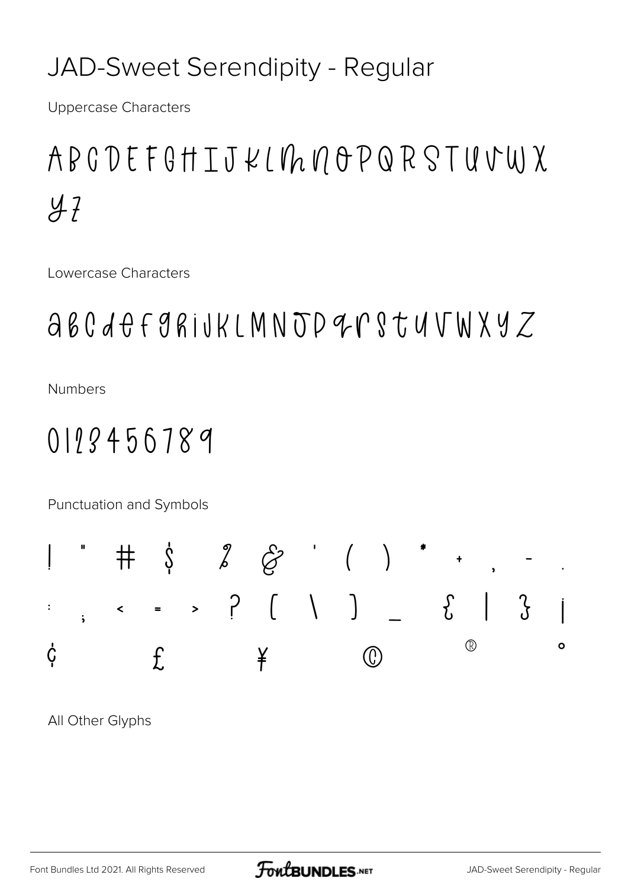# JAD-Sweet Serendipity - Regular

Uppercase Characters

ABCDEFGHIJKLMNOPQRSTUVWX
YZ

Lowercase Characters

abcdefghijklmnopqrstuvwxyz

Numbers

0123456789

Punctuation and Symbols

! " # $ % & ' ( ) * + , - .
: ; < = > ? [ \ ] _ { | } ¡
¢ £ ¥ © ® °

All Other Glyphs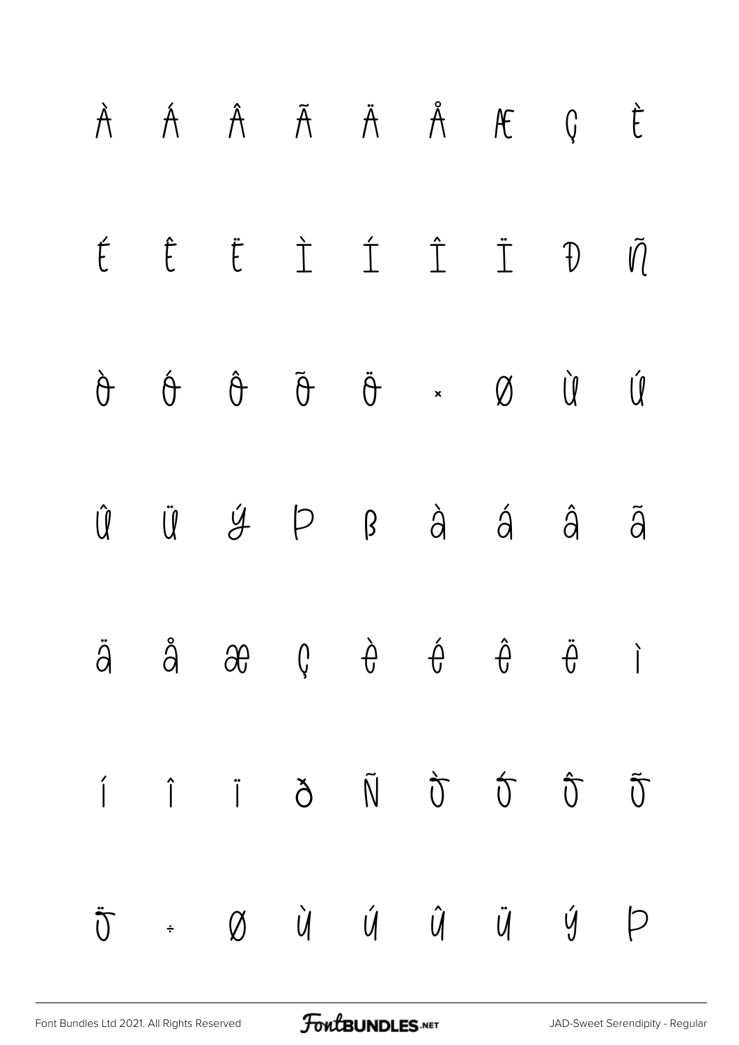À Á Â Ã Ä Å Æ Ç È

É Ê Ë Ì Í Î Ï Ð Ñ

Ò Ó Ô Õ Ö × Ø Ù Ú

Û Ü Ý Þ ß à á â ã

ä å æ ç è é ê ë ì

í î ï ð ñ ò ó ô õ

ö ÷ ø ù ú û ü ý þ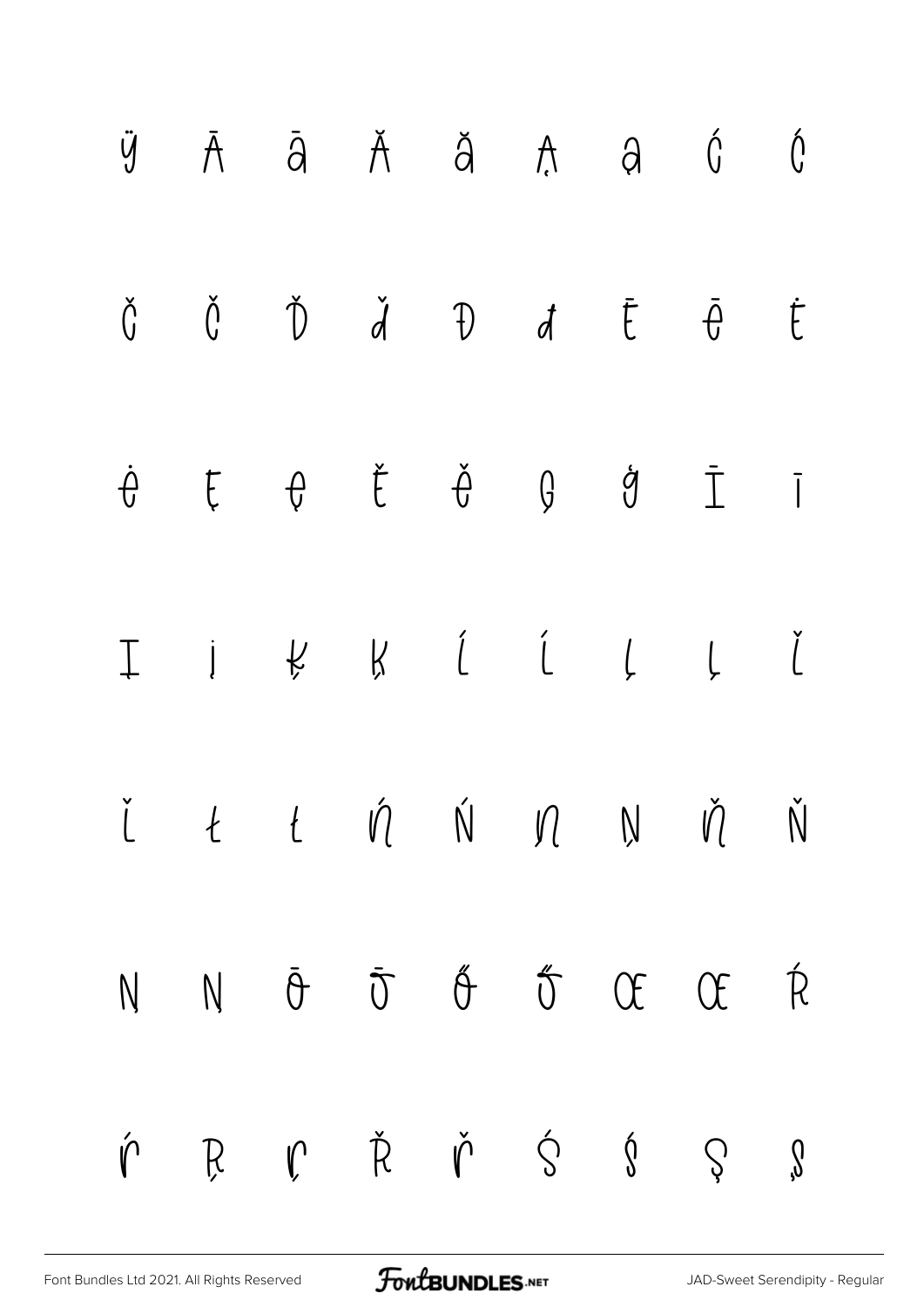ÿ Ā ā Ă ă Ą ą Ć ć

Č č Ď ď Đ đ Ē ē Ė

ė Ę ę Ě ě Ģ ģ Ī ī

Į į Ķ ķ Ĺ ĺ Ļ ļ Ľ

ľ Ł ł Ń ń Ņ ņ Ň ň

Ņ ņ Ō ō Ő ő Œ œ Ŕ

ŕ Ŗ ŗ Ř ř Ś ś Ş ş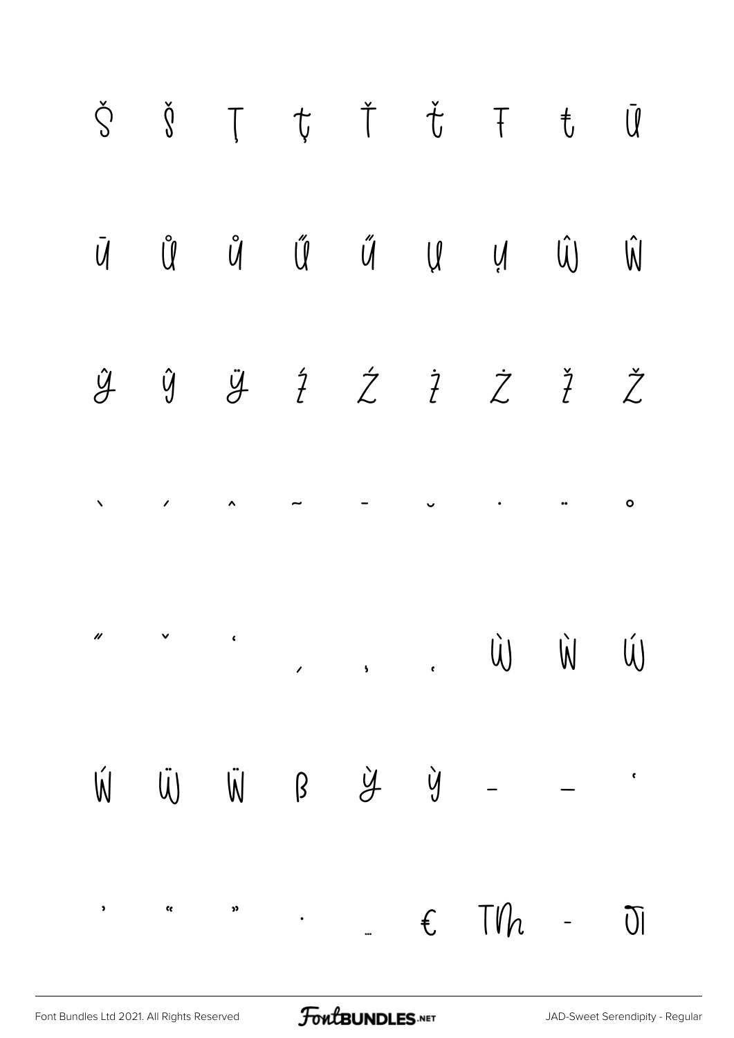Ŝ ŝ Ţ ţ Ť ť Ŧ ŧ Ū

ū Ů ů Ű ű Ų ų Ŵ ŵ

Ŷ ŷ Ÿ ź Ź ż Ż ž Ž

ˋ ˊ ˆ ˜ ˉ ˘ ˙ ¨ ˚

˝ ˇ ‘ ˏ ˒ ˓ Ẁ ẁ Ẃ

ẃ Ẅ ẅ ẞ Ỳ ỳ – — ‘

’ “ ” • … € ™ - ﬁ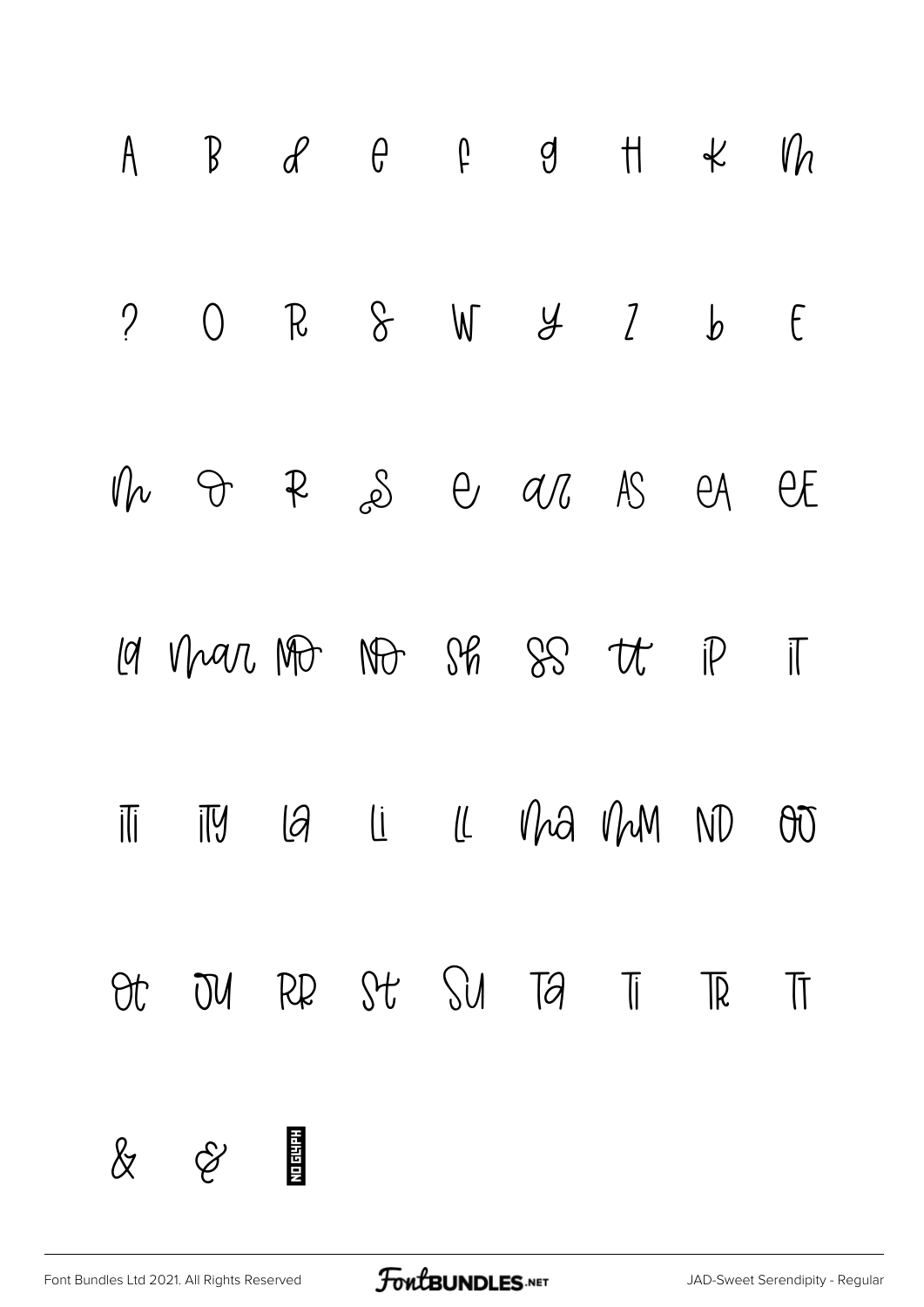A B d e f g H k M

? O R S W y Z b E

M O R S e ar AS eA eE

la Mar MO NO Sh SS tt iP iT

iTi iTY la Li LL Ma MM ND OO

Ot OU RR St SU Ta Ti TR TT

& & NOGLYPH